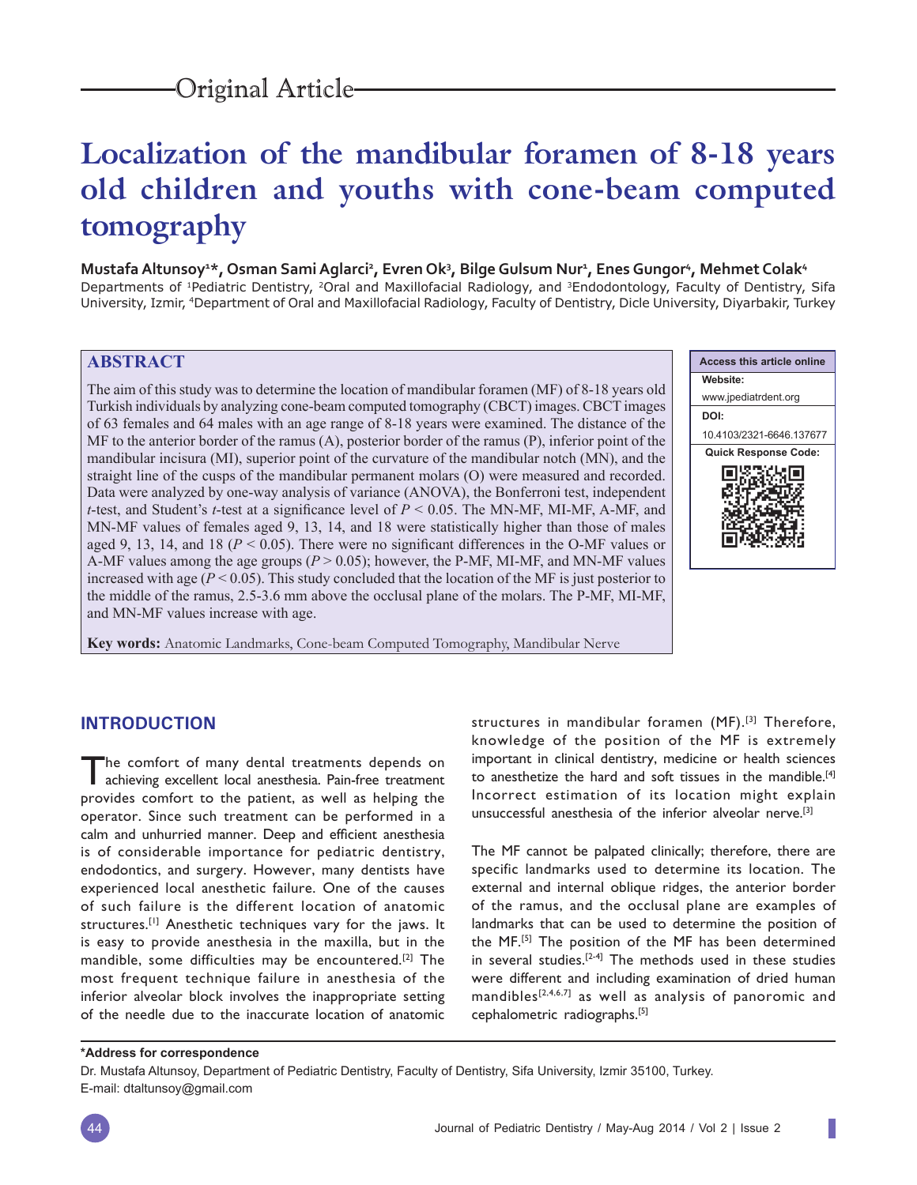Original Article

# Localization of the mandibular foramen of 8-18 years old children and youths with cone-beam computed tomography

**Mustafa Altunsoy[1]\*, Osman Sami Aglarci[2], Evren Ok[3], Bilge Gulsum Nur[1], Enes Gungor[4], Mehmet Colak[4]**

Departments of [1]Pediatric Dentistry, [2]Oral and Maxillofacial Radiology, and [3]Endodontology, Faculty of Dentistry, Sifa University, Izmir, [4]Department of Oral and Maxillofacial Radiology, Faculty of Dentistry, Dicle University, Diyarbakir, Turkey

## ABSTRACT

The aim of this study was to determine the location of mandibular foramen (MF) of 8-18 years old Turkish individuals by analyzing cone-beam computed tomography (CBCT) images. CBCT images of 63 females and 64 males with an age range of 8-18 years were examined. The distance of the MF to the anterior border of the ramus (A), posterior border of the ramus (P), inferior point of the mandibular incisura (MI), superior point of the curvature of the mandibular notch (MN), and the straight line of the cusps of the mandibular permanent molars (O) were measured and recorded. Data were analyzed by one-way analysis of variance (ANOVA), the Bonferroni test, independent $t$-test, and Student's $t$-test at a significance level of $P < 0.05$. The MN-MF, MI-MF, A-MF, and MN-MF values of females aged 9, 13, 14, and 18 were statistically higher than those of males aged 9, 13, 14, and 18 ($P < 0.05$). There were no significant differences in the O-MF values or A-MF values among the age groups ($P > 0.05$); however, the P-MF, MI-MF, and MN-MF values increased with age ($P < 0.05$). This study concluded that the location of the MF is just posterior to the middle of the ramus, 2.5-3.6 mm above the occlusal plane of the molars. The P-MF, MI-MF, and MN-MF values increase with age.

**Key words:** Anatomic Landmarks, Cone-beam Computed Tomography, Mandibular Nerve

| Access this article online |
|---|
| **Website:** www.jpediatrdent.org |
| **DOI:** 10.4103/2321-6646.137677 |
| **Quick Response Code:** |

## INTRODUCTION

The comfort of many dental treatments depends on achieving excellent local anesthesia. Pain-free treatment provides comfort to the patient, as well as helping the operator. Since such treatment can be performed in a calm and unhurried manner. Deep and efficient anesthesia is of considerable importance for pediatric dentistry, endodontics, and surgery. However, many dentists have experienced local anesthetic failure. One of the causes of such failure is the different location of anatomic structures.[1] Anesthetic techniques vary for the jaws. It is easy to provide anesthesia in the maxilla, but in the mandible, some difficulties may be encountered.[2] The most frequent technique failure in anesthesia of the inferior alveolar block involves the inappropriate setting of the needle due to the inaccurate location of anatomic structures in mandibular foramen (MF).[3] Therefore, knowledge of the position of the MF is extremely important in clinical dentistry, medicine or health sciences to anesthetize the hard and soft tissues in the mandible.[4] Incorrect estimation of its location might explain unsuccessful anesthesia of the inferior alveolar nerve.[3]

The MF cannot be palpated clinically; therefore, there are specific landmarks used to determine its location. The external and internal oblique ridges, the anterior border of the ramus, and the occlusal plane are examples of landmarks that can be used to determine the position of the MF.[5] The position of the MF has been determined in several studies.[2-4] The methods used in these studies were different and including examination of dried human mandibles[2,4,6,7] as well as analysis of panoramic and cephalometric radiographs.[5]

**\*Address for correspondence**

Dr. Mustafa Altunsoy, Department of Pediatric Dentistry, Faculty of Dentistry, Sifa University, Izmir 35100, Turkey.
E-mail: dtaltunsoy@gmail.com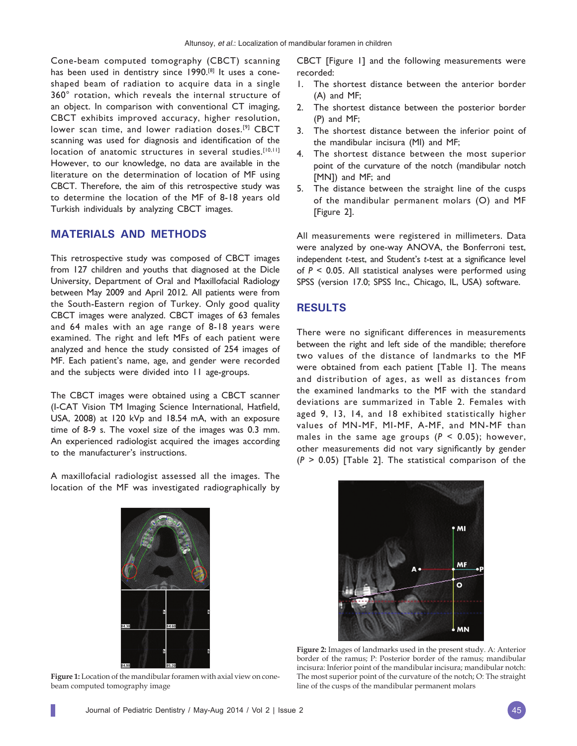Cone-beam computed tomography (CBCT) scanning has been used in dentistry since 1990.[8] It uses a cone-shaped beam of radiation to acquire data in a single 360° rotation, which reveals the internal structure of an object. In comparison with conventional CT imaging, CBCT exhibits improved accuracy, higher resolution, lower scan time, and lower radiation doses.[9] CBCT scanning was used for diagnosis and identification of the location of anatomic structures in several studies.[10,11] However, to our knowledge, no data are available in the literature on the determination of location of MF using CBCT. Therefore, the aim of this retrospective study was to determine the location of the MF of 8-18 years old Turkish individuals by analyzing CBCT images.

## MATERIALS AND METHODS

This retrospective study was composed of CBCT images from 127 children and youths that diagnosed at the Dicle University, Department of Oral and Maxillofacial Radiology between May 2009 and April 2012. All patients were from the South-Eastern region of Turkey. Only good quality CBCT images were analyzed. CBCT images of 63 females and 64 males with an age range of 8-18 years were examined. The right and left MFs of each patient were analyzed and hence the study consisted of 254 images of MF. Each patient's name, age, and gender were recorded and the subjects were divided into 11 age-groups.

The CBCT images were obtained using a CBCT scanner (I-CAT Vision TM Imaging Science International, Hatfield, USA, 2008) at 120 kVp and 18.54 mA, with an exposure time of 8-9 s. The voxel size of the images was 0.3 mm. An experienced radiologist acquired the images according to the manufacturer's instructions.

A maxillofacial radiologist assessed all the images. The location of the MF was investigated radiographically by CBCT [Figure 1] and the following measurements were recorded:

1. The shortest distance between the anterior border (A) and MF;
2. The shortest distance between the posterior border (P) and MF;
3. The shortest distance between the inferior point of the mandibular incisura (MI) and MF;
4. The shortest distance between the most superior point of the curvature of the notch (mandibular notch [MN]) and MF; and
5. The distance between the straight line of the cusps of the mandibular permanent molars (O) and MF [Figure 2].

All measurements were registered in millimeters. Data were analyzed by one-way ANOVA, the Bonferroni test, independent *t*-test, and Student's *t*-test at a significance level of $P < 0.05$. All statistical analyses were performed using SPSS (version 17.0; SPSS Inc., Chicago, IL, USA) software.

## RESULTS

There were no significant differences in measurements between the right and left side of the mandible; therefore two values of the distance of landmarks to the MF were obtained from each patient [Table 1]. The means and distribution of ages, as well as distances from the examined landmarks to the MF with the standard deviations are summarized in Table 2. Females with aged 9, 13, 14, and 18 exhibited statistically higher values of MN-MF, MI-MF, A-MF, and MN-MF than males in the same age groups ($P < 0.05$); however, other measurements did not vary significantly by gender ($P > 0.05$) [Table 2]. The statistical comparison of the

**Figure 1:** Location of the mandibular foramen with axial view on cone-beam computed tomography image

**Figure 2:** Images of landmarks used in the present study. A: Anterior border of the ramus; P: Posterior border of the ramus; mandibular incisura: Inferior point of the mandibular incisura; mandibular notch: The most superior point of the curvature of the notch; O: The straight line of the cusps of the mandibular permanent molars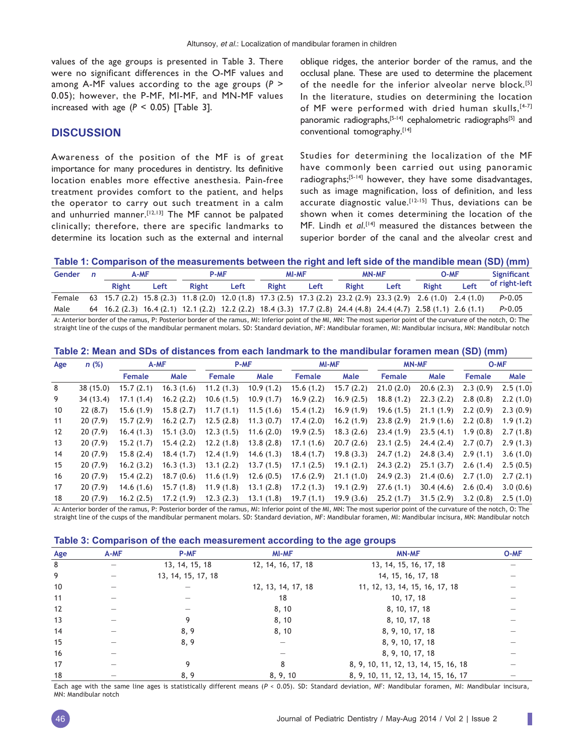values of the age groups is presented in Table 3. There were no significant differences in the O-MF values and among A-MF values according to the age groups ($P > 0.05$); however, the P-MF, MI-MF, and MN-MF values increased with age ($P < 0.05$) [Table 3].

## DISCUSSION

Awareness of the position of the MF is of great importance for many procedures in dentistry. Its definitive location enables more effective anesthesia. Pain-free treatment provides comfort to the patient, and helps the operator to carry out such treatment in a calm and unhurried manner.[12,13] The MF cannot be palpated clinically; therefore, there are specific landmarks to determine its location such as the external and internal oblique ridges, the anterior border of the ramus, and the occlusal plane. These are used to determine the placement of the needle for the inferior alveolar nerve block.[5] In the literature, studies on determining the location of MF were performed with dried human skulls,[4-7] panoramic radiographs,[5-14] cephalometric radiographs[5] and conventional tomography.[14]

Studies for determining the localization of the MF have commonly been carried out using panoramic radiographs;[5-14] however, they have some disadvantages, such as image magnification, loss of definition, and less accurate diagnostic value.[12-15] Thus, deviations can be shown when it comes determining the location of the MF. Lindh *et al*.[14] measured the distances between the superior border of the canal and the alveolar crest and

**Table 1: Comparison of the measurements between the right and left side of the mandible mean (SD) (mm)**

| Gender | *n* | A-MF | | P-MF | | MI-MF | | MN-MF | | O-MF | | Significant of right-left |
|---|---|---|---|---|---|---|---|---|---|---|---|---|
| | | Right | Left | Right | Left | Right | Left | Right | Left | Right | Left | |
| Female | 63 | 15.7 (2.2) | 15.8 (2.3) | 11.8 (2.0) | 12.0 (1.8) | 17.3 (2.5) | 17.3 (2.2) | 23.2 (2.9) | 23.3 (2.9) | 2.6 (1.0) | 2.4 (1.0) | $P>0.05$ |
| Male | 64 | 16.2 (2.3) | 16.4 (2.1) | 12.1 (2.2) | 12.2 (2.2) | 18.4 (3.3) | 17.7 (2.8) | 24.4 (4.8) | 24.4 (4.7) | 2.58 (1.1) | 2.6 (1.1) | $P>0.05$ |

A: Anterior border of the ramus, P: Posterior border of the ramus, MI: Inferior point of the MI, MN: The most superior point of the curvature of the notch, O: The straight line of the cusps of the mandibular permanent molars. SD: Standard deviation, MF: Mandibular foramen, MI: Mandibular incisura, MN: Mandibular notch

**Table 2: Mean and SDs of distances from each landmark to the mandibular foramen mean (SD) (mm)**

| Age | *n* (%) | A-MF | | P-MF | | MI-MF | | MN-MF | | O-MF | |
|---|---|---|---|---|---|---|---|---|---|---|---|
| | | Female | Male | Female | Male | Female | Male | Female | Male | Female | Male |
| 8 | 38 (15.0) | 15.7 (2.1) | 16.3 (1.6) | 11.2 (1.3) | 10.9 (1.2) | 15.6 (1.2) | 15.7 (2.2) | 21.0 (2.0) | 20.6 (2.3) | 2.3 (0.9) | 2.5 (1.0) |
| 9 | 34 (13.4) | 17.1 (1.4) | 16.2 (2.2) | 10.6 (1.5) | 10.9 (1.7) | 16.9 (2.2) | 16.9 (2.5) | 18.8 (1.2) | 22.3 (2.2) | 2.8 (0.8) | 2.2 (1.0) |
| 10 | 22 (8.7) | 15.6 (1.9) | 15.8 (2.7) | 11.7 (1.1) | 11.5 (1.6) | 15.4 (1.2) | 16.9 (1.9) | 19.6 (1.5) | 21.1 (1.9) | 2.2 (0.9) | 2.3 (0.9) |
| 11 | 20 (7.9) | 15.7 (2.9) | 16.2 (2.7) | 12.5 (2.8) | 11.3 (0.7) | 17.4 (2.0) | 16.2 (1.9) | 23.8 (2.9) | 21.9 (1.6) | 2.2 (0.8) | 1.9 (1.2) |
| 12 | 20 (7.9) | 16.4 (1.3) | 15.1 (3.0) | 12.3 (1.5) | 11.6 (2.0) | 19.9 (2.5) | 18.3 (2.6) | 23.4 (1.9) | 23.5 (4.1) | 1.9 (0.8) | 2.7 (1.8) |
| 13 | 20 (7.9) | 15.2 (1.7) | 15.4 (2.2) | 12.2 (1.8) | 13.8 (2.8) | 17.1 (1.6) | 20.7 (2.6) | 23.1 (2.5) | 24.4 (2.4) | 2.7 (0.7) | 2.9 (1.3) |
| 14 | 20 (7.9) | 15.8 (2.4) | 18.4 (1.7) | 12.4 (1.9) | 14.6 (1.3) | 18.4 (1.7) | 19.8 (3.3) | 24.7 (1.2) | 24.8 (3.4) | 2.9 (1.1) | 3.6 (1.0) |
| 15 | 20 (7.9) | 16.2 (3.2) | 16.3 (1.3) | 13.1 (2.2) | 13.7 (1.5) | 17.1 (2.5) | 19.1 (2.1) | 24.3 (2.2) | 25.1 (3.7) | 2.6 (1.4) | 2.5 (0.5) |
| 16 | 20 (7.9) | 15.4 (2.2) | 18.7 (0.6) | 11.6 (1.9) | 12.6 (0.5) | 17.6 (2.9) | 21.1 (1.0) | 24.9 (2.3) | 21.4 (0.6) | 2.7 (1.0) | 2.7 (2.1) |
| 17 | 20 (7.9) | 14.6 (1.6) | 15.7 (1.8) | 11.9 (1.8) | 13.1 (2.8) | 17.2 (1.3) | 19.1 (2.9) | 27.6 (1.1) | 30.4 (4.6) | 2.6 (0.4) | 3.0 (0.6) |
| 18 | 20 (7.9) | 16.2 (2.5) | 17.2 (1.9) | 12.3 (2.3) | 13.1 (1.8) | 19.7 (1.1) | 19.9 (3.6) | 25.2 (1.7) | 31.5 (2.9) | 3.2 (0.8) | 2.5 (1.0) |

A: Anterior border of the ramus, P: Posterior border of the ramus, MI: Inferior point of the MI, MN: The most superior point of the curvature of the notch, O: The straight line of the cusps of the mandibular permanent molars. SD: Standard deviation, MF: Mandibular foramen, MI: Mandibular incisura, MN: Mandibular notch

**Table 3: Comparison of the each measurement according to the age groups**

| Age | A-MF | P-MF | MI-MF | MN-MF | O-MF |
|---|---|---|---|---|---|
| 8 | – | 13, 14, 15, 18 | 12, 14, 16, 17, 18 | 13, 14, 15, 16, 17, 18 | – |
| 9 | – | 13, 14, 15, 17, 18 | | 14, 15, 16, 17, 18 | – |
| 10 | – | – | 12, 13, 14, 17, 18 | 11, 12, 13, 14, 15, 16, 17, 18 | – |
| 11 | – | – | 18 | 10, 17, 18 | – |
| 12 | – | – | 8, 10 | 8, 10, 17, 18 | – |
| 13 | – | 9 | 8, 10 | 8, 10, 17, 18 | – |
| 14 | – | 8, 9 | 8, 10 | 8, 9, 10, 17, 18 | – |
| 15 | – | 8, 9 | – | 8, 9, 10, 17, 18 | – |
| 16 | – | | – | 8, 9, 10, 17, 18 | – |
| 17 | – | 9 | 8 | 8, 9, 10, 11, 12, 13, 14, 15, 16, 18 | – |
| 18 | – | 8, 9 | 8, 9, 10 | 8, 9, 10, 11, 12, 13, 14, 15, 16, 17 | – |

Each age with the same line ages is statistically different means ($P < 0.05$). SD: Standard deviation, MF: Mandibular foramen, MI: Mandibular incisura, MN: Mandibular notch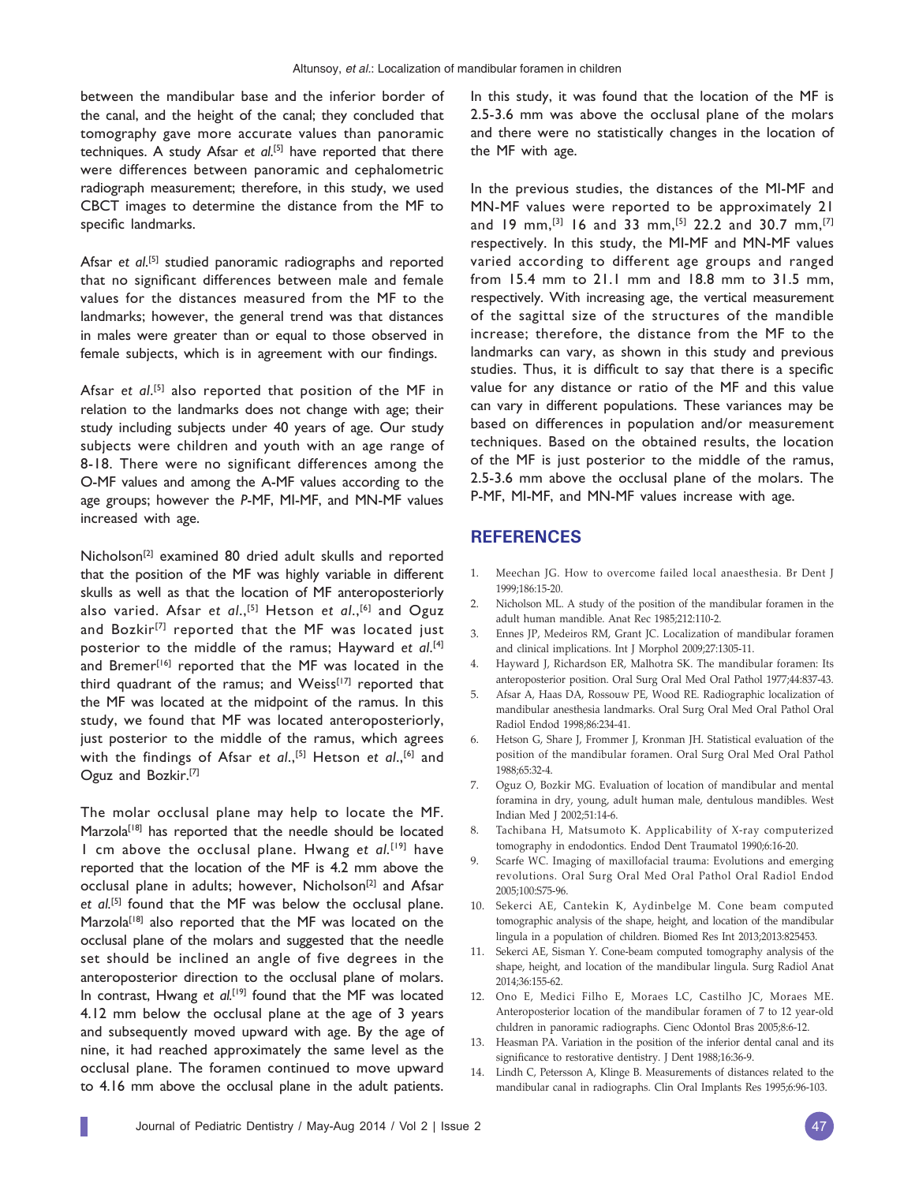between the mandibular base and the inferior border of the canal, and the height of the canal; they concluded that tomography gave more accurate values than panoramic techniques. A study Afsar *et al.*[5] have reported that there were differences between panoramic and cephalometric radiograph measurement; therefore, in this study, we used CBCT images to determine the distance from the MF to specific landmarks.

Afsar *et al.*[5] studied panoramic radiographs and reported that no significant differences between male and female values for the distances measured from the MF to the landmarks; however, the general trend was that distances in males were greater than or equal to those observed in female subjects, which is in agreement with our findings.

Afsar *et al.*[5] also reported that position of the MF in relation to the landmarks does not change with age; their study including subjects under 40 years of age. Our study subjects were children and youth with an age range of 8-18. There were no significant differences among the O-MF values and among the A-MF values according to the age groups; however the *P*-MF, MI-MF, and MN-MF values increased with age.

Nicholson[2] examined 80 dried adult skulls and reported that the position of the MF was highly variable in different skulls as well as that the location of MF anteroposteriorly also varied. Afsar *et al.*,[5] Hetson *et al.*,[6] and Oguz and Bozkir[7] reported that the MF was located just posterior to the middle of the ramus; Hayward *et al.*[4] and Bremer[16] reported that the MF was located in the third quadrant of the ramus; and Weiss[17] reported that the MF was located at the midpoint of the ramus. In this study, we found that MF was located anteroposteriorly, just posterior to the middle of the ramus, which agrees with the findings of Afsar *et al.*,[5] Hetson *et al.*,[6] and Oguz and Bozkir.[7]

The molar occlusal plane may help to locate the MF. Marzola[18] has reported that the needle should be located 1 cm above the occlusal plane. Hwang *et al.*[19] have reported that the location of the MF is 4.2 mm above the occlusal plane in adults; however, Nicholson[2] and Afsar *et al.*[5] found that the MF was below the occlusal plane. Marzola[18] also reported that the MF was located on the occlusal plane of the molars and suggested that the needle set should be inclined an angle of five degrees in the anteroposterior direction to the occlusal plane of molars. In contrast, Hwang *et al.*[19] found that the MF was located 4.12 mm below the occlusal plane at the age of 3 years and subsequently moved upward with age. By the age of nine, it had reached approximately the same level as the occlusal plane. The foramen continued to move upward to 4.16 mm above the occlusal plane in the adult patients. In this study, it was found that the location of the MF is 2.5-3.6 mm was above the occlusal plane of the molars and there were no statistically changes in the location of the MF with age.

In the previous studies, the distances of the MI-MF and MN-MF values were reported to be approximately 21 and 19 mm,[3] 16 and 33 mm,[5] 22.2 and 30.7 mm,[7] respectively. In this study, the MI-MF and MN-MF values varied according to different age groups and ranged from 15.4 mm to 21.1 mm and 18.8 mm to 31.5 mm, respectively. With increasing age, the vertical measurement of the sagittal size of the structures of the mandible increase; therefore, the distance from the MF to the landmarks can vary, as shown in this study and previous studies. Thus, it is difficult to say that there is a specific value for any distance or ratio of the MF and this value can vary in different populations. These variances may be based on differences in population and/or measurement techniques. Based on the obtained results, the location of the MF is just posterior to the middle of the ramus, 2.5-3.6 mm above the occlusal plane of the molars. The P-MF, MI-MF, and MN-MF values increase with age.

## REFERENCES

1. Meechan JG. How to overcome failed local anaesthesia. Br Dent J 1999;186:15-20.
2. Nicholson ML. A study of the position of the mandibular foramen in the adult human mandible. Anat Rec 1985;212:110-2.
3. Ennes JP, Medeiros RM, Grant JC. Localization of mandibular foramen and clinical implications. Int J Morphol 2009;27:1305-11.
4. Hayward J, Richardson ER, Malhotra SK. The mandibular foramen: Its anteroposterior position. Oral Surg Oral Med Oral Pathol 1977;44:837-43.
5. Afsar A, Haas DA, Rossouw PE, Wood RE. Radiographic localization of mandibular anesthesia landmarks. Oral Surg Oral Med Oral Pathol Oral Radiol Endod 1998;86:234-41.
6. Hetson G, Share J, Frommer J, Kronman JH. Statistical evaluation of the position of the mandibular foramen. Oral Surg Oral Med Oral Pathol 1988;65:32-4.
7. Oguz O, Bozkir MG. Evaluation of location of mandibular and mental foramina in dry, young, adult human male, dentulous mandibles. West Indian Med J 2002;51:14-6.
8. Tachibana H, Matsumoto K. Applicability of X-ray computerized tomography in endodontics. Endod Dent Traumatol 1990;6:16-20.
9. Scarfe WC. Imaging of maxillofacial trauma: Evolutions and emerging revolutions. Oral Surg Oral Med Oral Pathol Oral Radiol Endod 2005;100:S75-96.
10. Sekerci AE, Cantekin K, Aydinbelge M. Cone beam computed tomographic analysis of the shape, height, and location of the mandibular lingula in a population of children. Biomed Res Int 2013;2013:825453.
11. Sekerci AE, Sisman Y. Cone-beam computed tomography analysis of the shape, height, and location of the mandibular lingula. Surg Radiol Anat 2014;36:155-62.
12. Ono E, Medici Filho E, Moraes LC, Castilho JC, Moraes ME. Anteroposterior location of the mandibular foramen of 7 to 12 year-old children in panoramic radiographs. Cienc Odontol Bras 2005;8:6-12.
13. Heasman PA. Variation in the position of the inferior dental canal and its significance to restorative dentistry. J Dent 1988;16:36-9.
14. Lindh C, Petersson A, Klinge B. Measurements of distances related to the mandibular canal in radiographs. Clin Oral Implants Res 1995;6:96-103.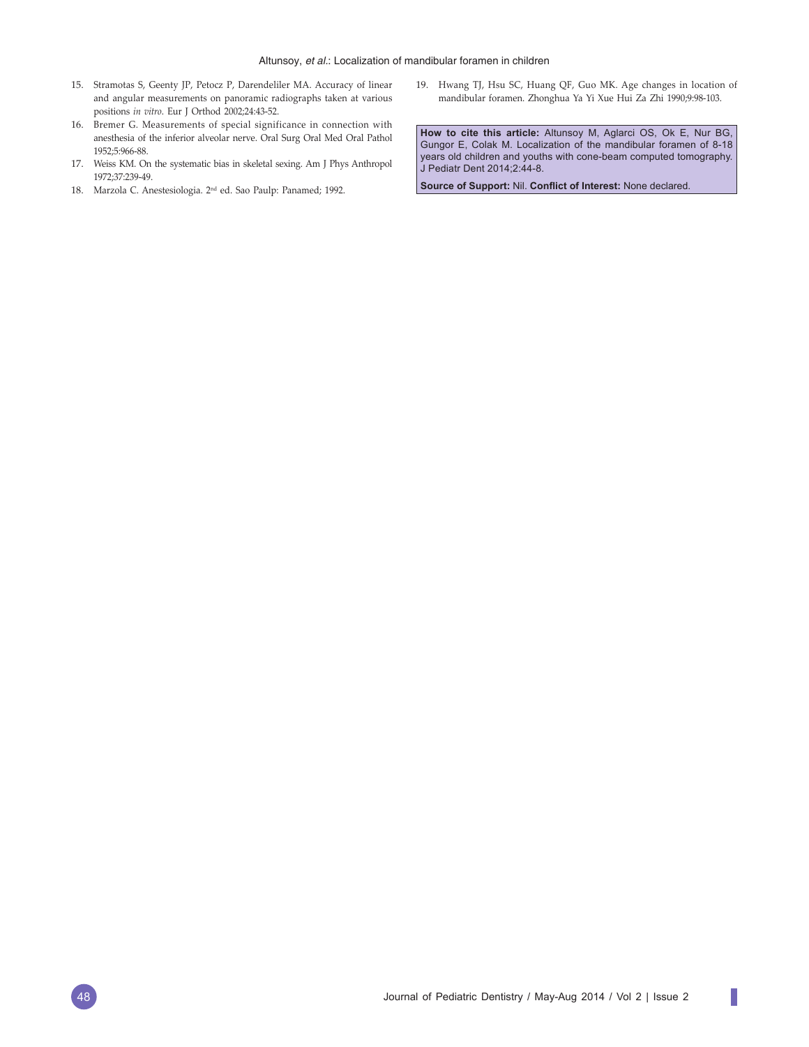15. Stramotas S, Geenty JP, Petocz P, Darendeliler MA. Accuracy of linear and angular measurements on panoramic radiographs taken at various positions *in vitro*. Eur J Orthod 2002;24:43-52.
16. Bremer G. Measurements of special significance in connection with anesthesia of the inferior alveolar nerve. Oral Surg Oral Med Oral Pathol 1952;5:966-88.
17. Weiss KM. On the systematic bias in skeletal sexing. Am J Phys Anthropol 1972;37:239-49.
18. Marzola C. Anestesiologia. 2nd ed. Sao Paulp: Panamed; 1992.
19. Hwang TJ, Hsu SC, Huang QF, Guo MK. Age changes in location of mandibular foramen. Zhonghua Ya Yi Xue Hui Za Zhi 1990;9:98-103.

**How to cite this article:** Altunsoy M, Aglarci OS, Ok E, Nur BG, Gungor E, Colak M. Localization of the mandibular foramen of 8-18 years old children and youths with cone-beam computed tomography. J Pediatr Dent 2014;2:44-8.

**Source of Support:** Nil. **Conflict of Interest:** None declared.